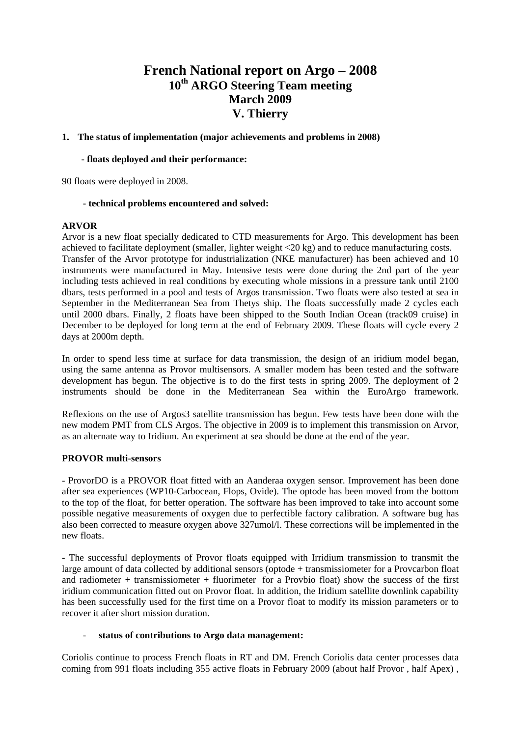# French National report on Argo – 2008

## 10th ARGO Steering Team meeting

## March 2009

## V. Thierry

### 1. The status of implementation (major achievements and problems in 2008)

**- floats deployed and their performance:**

90 floats were deployed in 2008.

**- technical problems encountered and solved:**

**ARVOR**

Arvor is a new float specially dedicated to CTD measurements for Argo. This development has been achieved to facilitate deployment (smaller, lighter weight <20 kg) and to reduce manufacturing costs. Transfer of the Arvor prototype for industrialization (NKE manufacturer) has been achieved and 10 instruments were manufactured in May. Intensive tests were done during the 2nd part of the year including tests achieved in real conditions by executing whole missions in a pressure tank until 2100 dbars, tests performed in a pool and tests of Argos transmission. Two floats were also tested at sea in September in the Mediterranean Sea from Thetys ship. The floats successfully made 2 cycles each until 2000 dbars. Finally, 2 floats have been shipped to the South Indian Ocean (track09 cruise) in December to be deployed for long term at the end of February 2009. These floats will cycle every 2 days at 2000m depth.

In order to spend less time at surface for data transmission, the design of an iridium model began, using the same antenna as Provor multisensors. A smaller modem has been tested and the software development has begun. The objective is to do the first tests in spring 2009. The deployment of 2 instruments should be done in the Mediterranean Sea within the EuroArgo framework.

Reflexions on the use of Argos3 satellite transmission has begun. Few tests have been done with the new modem PMT from CLS Argos. The objective in 2009 is to implement this transmission on Arvor, as an alternate way to Iridium. An experiment at sea should be done at the end of the year.

**PROVOR multi-sensors**

- ProvorDO is a PROVOR float fitted with an Aanderaa oxygen sensor. Improvement has been done after sea experiences (WP10-Carbocean, Flops, Ovide). The optode has been moved from the bottom to the top of the float, for better operation. The software has been improved to take into account some possible negative measurements of oxygen due to perfectible factory calibration. A software bug has also been corrected to measure oxygen above 327umol/l. These corrections will be implemented in the new floats.

- The successful deployments of Provor floats equipped with Irridium transmission to transmit the large amount of data collected by additional sensors (optode + transmissiometer for a Provcarbon float and radiometer + transmissiometer + fluorimeter for a Provbio float) show the success of the first iridium communication fitted out on Provor float. In addition, the Iridium satellite downlink capability has been successfully used for the first time on a Provor float to modify its mission parameters or to recover it after short mission duration.

- **status of contributions to Argo data management:**

Coriolis continue to process French floats in RT and DM. French Coriolis data center processes data coming from 991 floats including 355 active floats in February 2009 (about half Provor , half Apex) ,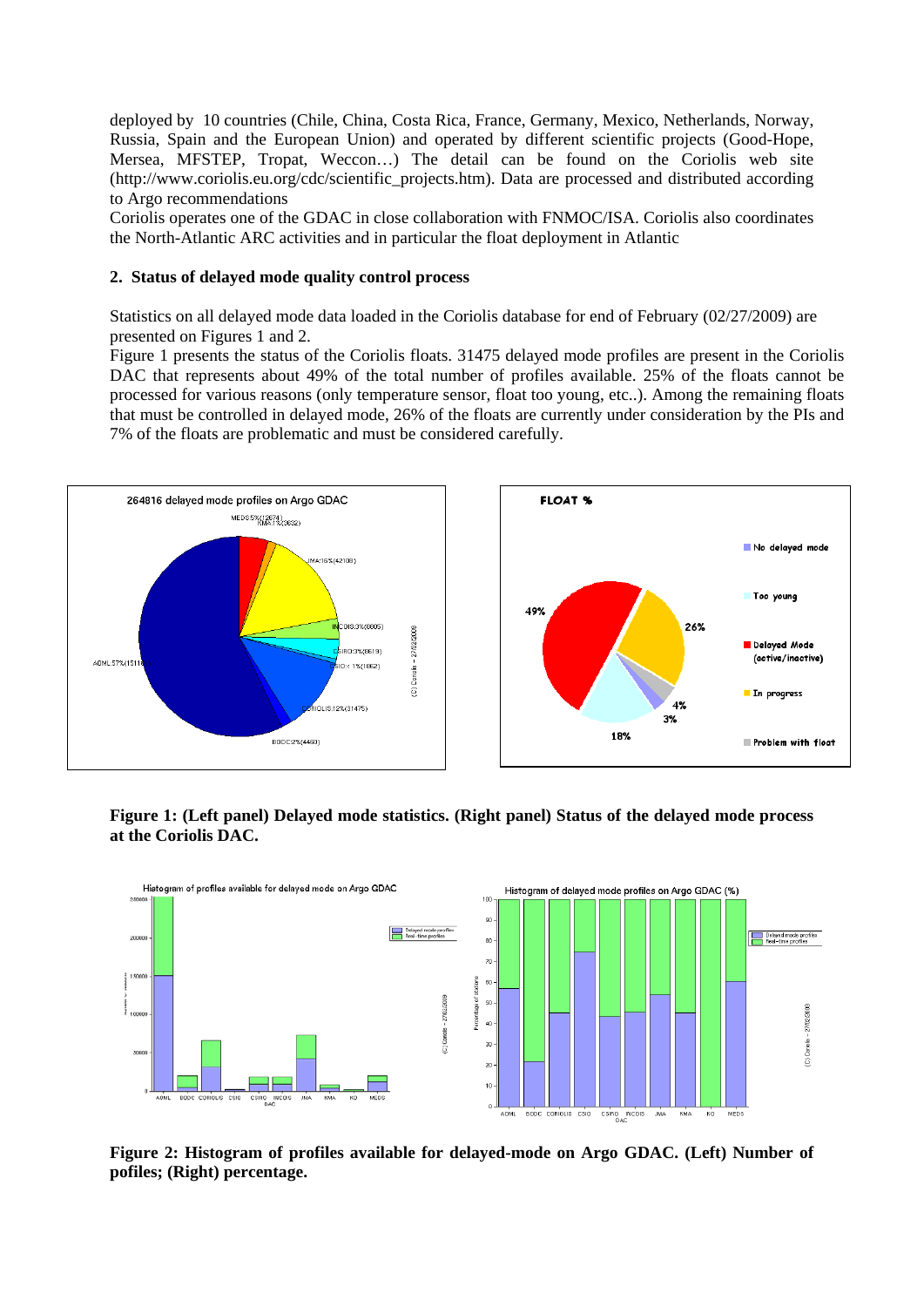deployed by 10 countries (Chile, China, Costa Rica, France, Germany, Mexico, Netherlands, Norway, Russia, Spain and the European Union) and operated by different scientific projects (Good-Hope, Mersea, MFSTEP, Tropat, Weccon…) The detail can be found on the Coriolis web site (http://www.coriolis.eu.org/cdc/scientific_projects.htm). Data are processed and distributed according to Argo recommendations

Coriolis operates one of the GDAC in close collaboration with FNMOC/ISA. Coriolis also coordinates the North-Atlantic ARC activities and in particular the float deployment in Atlantic

## 2. Status of delayed mode quality control process

Statistics on all delayed mode data loaded in the Coriolis database for end of February (02/27/2009) are presented on Figures 1 and 2.

Figure 1 presents the status of the Coriolis floats. 31475 delayed mode profiles are present in the Coriolis DAC that represents about 49% of the total number of profiles available. 25% of the floats cannot be processed for various reasons (only temperature sensor, float too young, etc..). Among the remaining floats that must be controlled in delayed mode, 26% of the floats are currently under consideration by the PIs and 7% of the floats are problematic and must be considered carefully.

**Figure 1: (Left panel) Delayed mode statistics. (Right panel) Status of the delayed mode process at the Coriolis DAC.**

**Figure 2: Histogram of profiles available for delayed-mode on Argo GDAC. (Left) Number of pofiles; (Right) percentage.**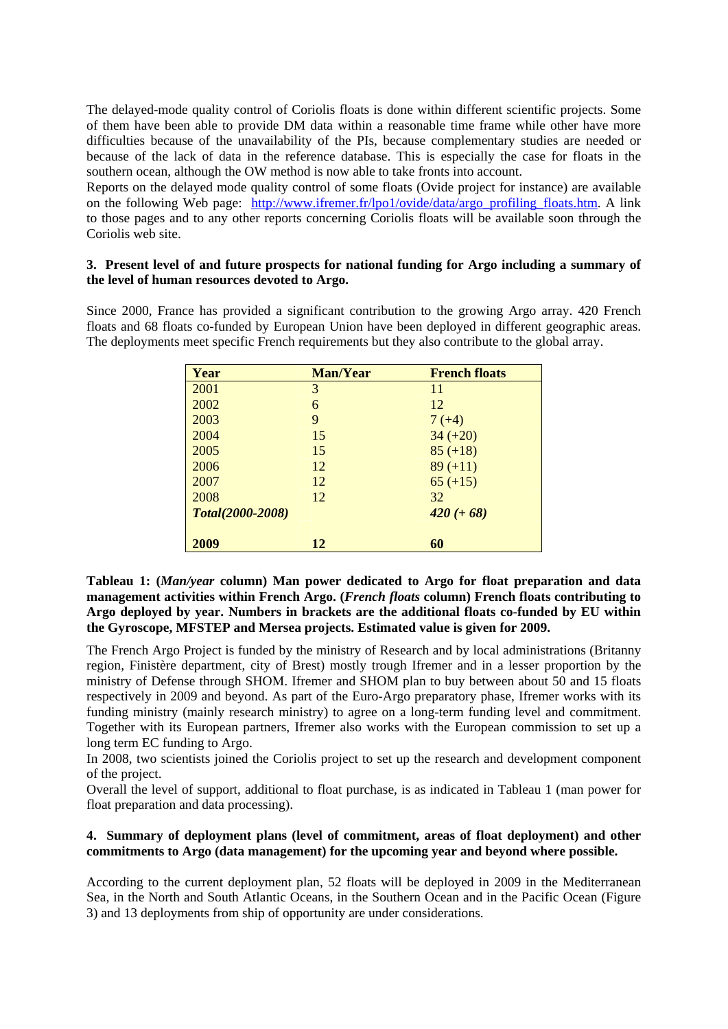The delayed-mode quality control of Coriolis floats is done within different scientific projects. Some of them have been able to provide DM data within a reasonable time frame while other have more difficulties because of the unavailability of the PIs, because complementary studies are needed or because of the lack of data in the reference database. This is especially the case for floats in the southern ocean, although the OW method is now able to take fronts into account.

Reports on the delayed mode quality control of some floats (Ovide project for instance) are available on the following Web page: [http://www.ifremer.fr/lpo1/ovide/data/argo_profiling_floats.htm](http://www.ifremer.fr/lpo1/ovide/data/argo_profiling_floats.htm). A link to those pages and to any other reports concerning Coriolis floats will be available soon through the Coriolis web site.

### 3. Present level of and future prospects for national funding for Argo including a summary of the level of human resources devoted to Argo.

Since 2000, France has provided a significant contribution to the growing Argo array. 420 French floats and 68 floats co-funded by European Union have been deployed in different geographic areas. The deployments meet specific French requirements but they also contribute to the global array.

| Year | Man/Year | French floats |
|---|---|---|
| 2001 | 3 | 11 |
| 2002 | 6 | 12 |
| 2003 | 9 | 7 (+4) |
| 2004 | 15 | 34 (+20) |
| 2005 | 15 | 85 (+18) |
| 2006 | 12 | 89 (+11) |
| 2007 | 12 | 65 (+15) |
| 2008 | 12 | 32 |
| *Total(2000-2008)* | | *420 (+ 68)* |
| **2009** | **12** | **60** |

**Tableau 1: (*Man/year* column) Man power dedicated to Argo for float preparation and data management activities within French Argo. (*French floats* column) French floats contributing to Argo deployed by year. Numbers in brackets are the additional floats co-funded by EU within the Gyroscope, MFSTEP and Mersea projects. Estimated value is given for 2009.**

The French Argo Project is funded by the ministry of Research and by local administrations (Britanny region, Finistère department, city of Brest) mostly trough Ifremer and in a lesser proportion by the ministry of Defense through SHOM. Ifremer and SHOM plan to buy between about 50 and 15 floats respectively in 2009 and beyond. As part of the Euro-Argo preparatory phase, Ifremer works with its funding ministry (mainly research ministry) to agree on a long-term funding level and commitment. Together with its European partners, Ifremer also works with the European commission to set up a long term EC funding to Argo.

In 2008, two scientists joined the Coriolis project to set up the research and development component of the project.

Overall the level of support, additional to float purchase, is as indicated in Tableau 1 (man power for float preparation and data processing).

### 4. Summary of deployment plans (level of commitment, areas of float deployment) and other commitments to Argo (data management) for the upcoming year and beyond where possible.

According to the current deployment plan, 52 floats will be deployed in 2009 in the Mediterranean Sea, in the North and South Atlantic Oceans, in the Southern Ocean and in the Pacific Ocean (Figure 3) and 13 deployments from ship of opportunity are under considerations.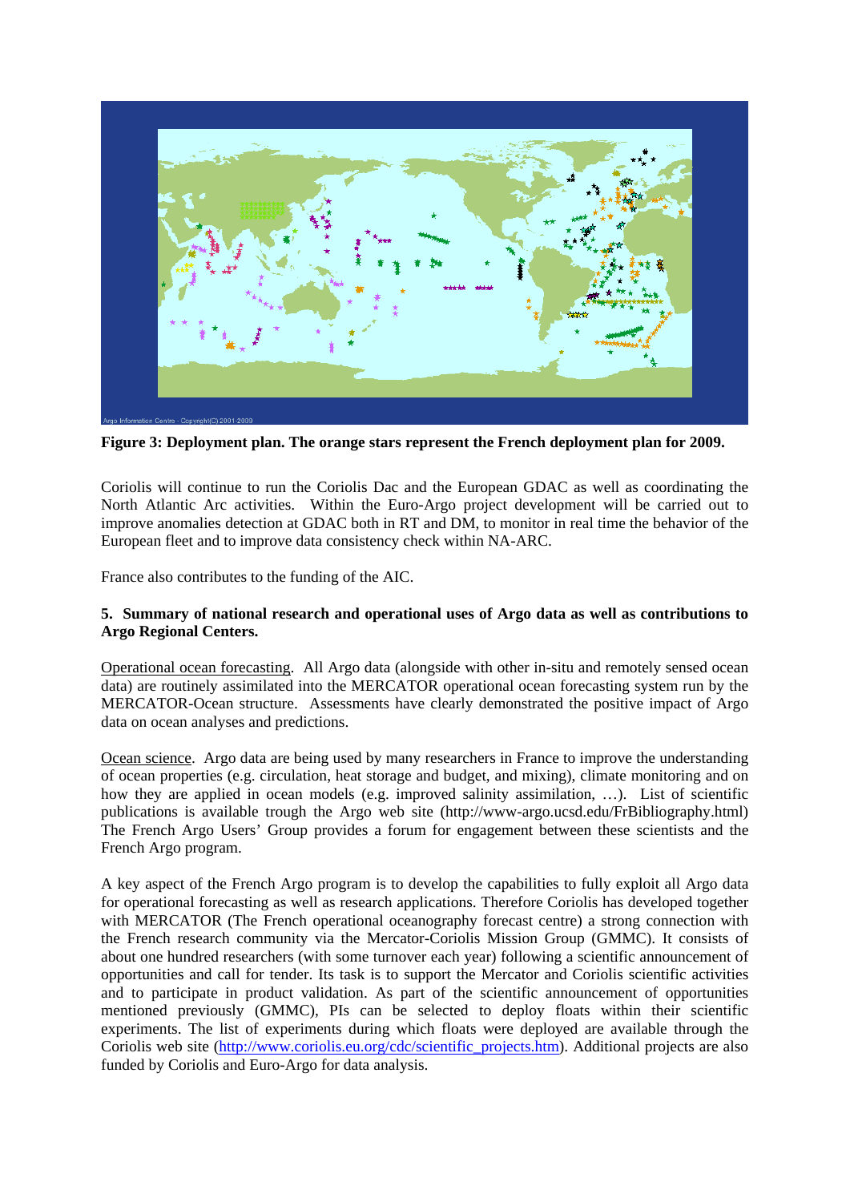**Figure 3: Deployment plan. The orange stars represent the French deployment plan for 2009.**

Coriolis will continue to run the Coriolis Dac and the European GDAC as well as coordinating the North Atlantic Arc activities. Within the Euro-Argo project development will be carried out to improve anomalies detection at GDAC both in RT and DM, to monitor in real time the behavior of the European fleet and to improve data consistency check within NA-ARC.

France also contributes to the funding of the AIC.

**5. Summary of national research and operational uses of Argo data as well as contributions to Argo Regional Centers.**

Operational ocean forecasting. All Argo data (alongside with other in-situ and remotely sensed ocean data) are routinely assimilated into the MERCATOR operational ocean forecasting system run by the MERCATOR-Ocean structure. Assessments have clearly demonstrated the positive impact of Argo data on ocean analyses and predictions.

Ocean science. Argo data are being used by many researchers in France to improve the understanding of ocean properties (e.g. circulation, heat storage and budget, and mixing), climate monitoring and on how they are applied in ocean models (e.g. improved salinity assimilation, …). List of scientific publications is available trough the Argo web site (http://www-argo.ucsd.edu/FrBibliography.html) The French Argo Users' Group provides a forum for engagement between these scientists and the French Argo program.

A key aspect of the French Argo program is to develop the capabilities to fully exploit all Argo data for operational forecasting as well as research applications. Therefore Coriolis has developed together with MERCATOR (The French operational oceanography forecast centre) a strong connection with the French research community via the Mercator-Coriolis Mission Group (GMMC). It consists of about one hundred researchers (with some turnover each year) following a scientific announcement of opportunities and call for tender. Its task is to support the Mercator and Coriolis scientific activities and to participate in product validation. As part of the scientific announcement of opportunities mentioned previously (GMMC), PIs can be selected to deploy floats within their scientific experiments. The list of experiments during which floats were deployed are available through the Coriolis web site (http://www.coriolis.eu.org/cdc/scientific_projects.htm). Additional projects are also funded by Coriolis and Euro-Argo for data analysis.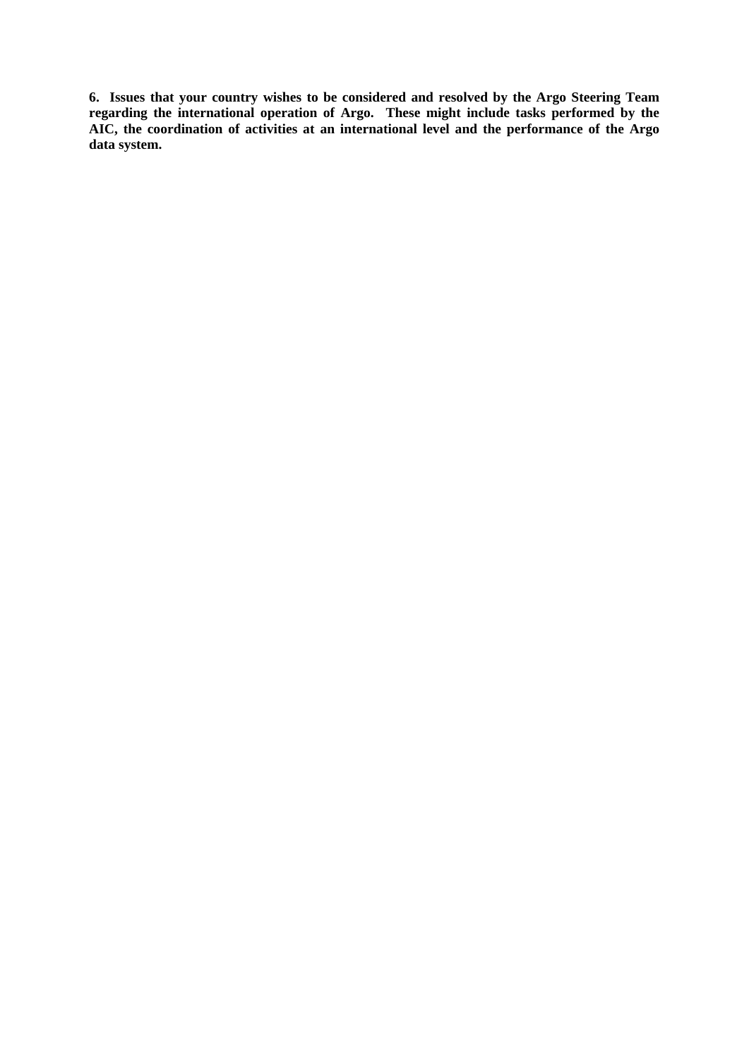**6. Issues that your country wishes to be considered and resolved by the Argo Steering Team regarding the international operation of Argo. These might include tasks performed by the AIC, the coordination of activities at an international level and the performance of the Argo data system.**